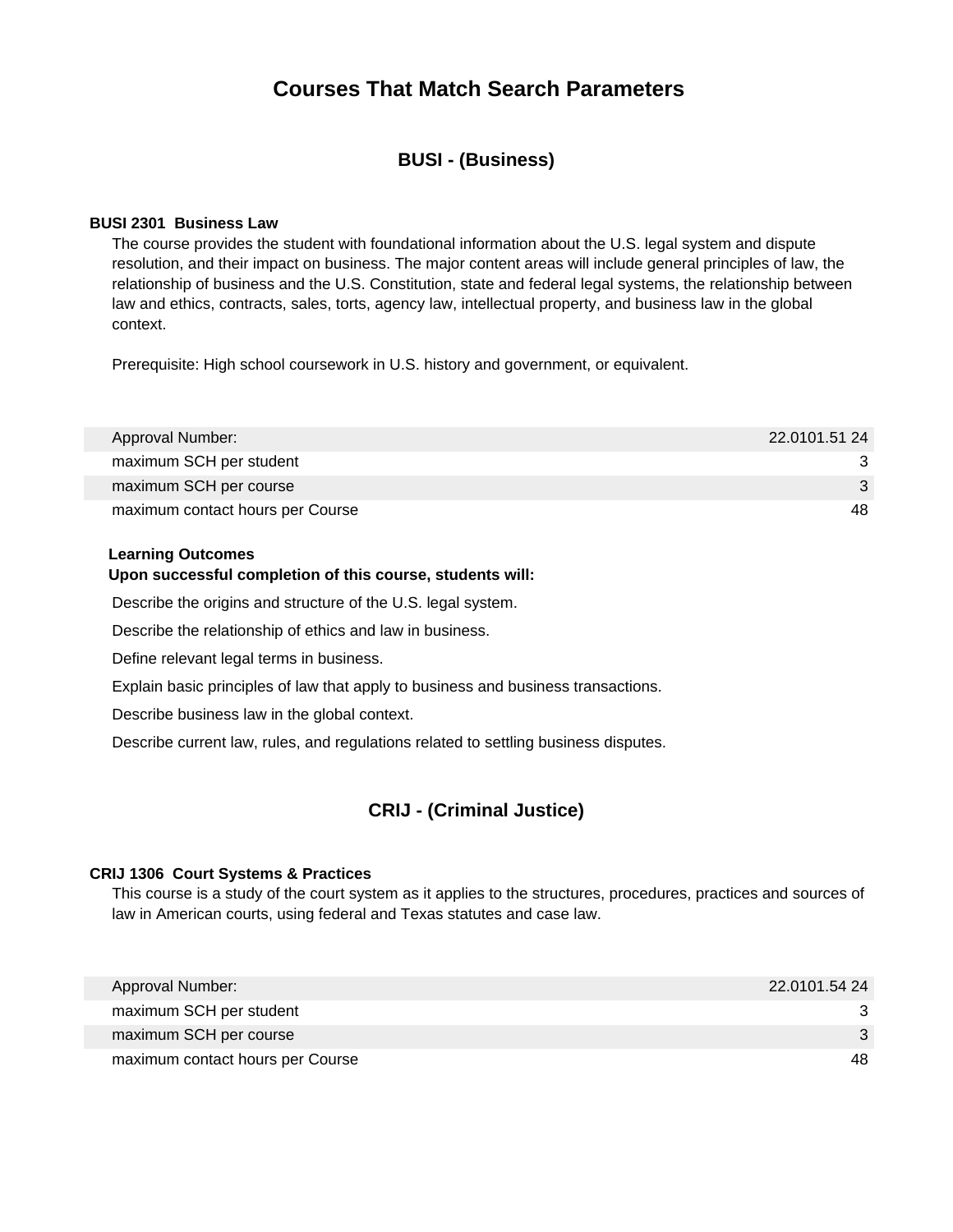# Courses That Match Search Parameters

## BUSI - (Business)

**BUSI 2301 Business Law**

The course provides the student with foundational information about the U.S. legal system and dispute resolution, and their impact on business. The major content areas will include general principles of law, the relationship of business and the U.S. Constitution, state and federal legal systems, the relationship between law and ethics, contracts, sales, torts, agency law, intellectual property, and business law in the global context.

Prerequisite: High school coursework in U.S. history and government, or equivalent.

| | |
|---|---:|
| Approval Number: | 22.0101.51 24 |
| maximum SCH per student | 3 |
| maximum SCH per course | 3 |
| maximum contact hours per Course | 48 |

**Learning Outcomes**
**Upon successful completion of this course, students will:**

Describe the origins and structure of the U.S. legal system.

Describe the relationship of ethics and law in business.

Define relevant legal terms in business.

Explain basic principles of law that apply to business and business transactions.

Describe business law in the global context.

Describe current law, rules, and regulations related to settling business disputes.

## CRIJ - (Criminal Justice)

**CRIJ 1306 Court Systems & Practices**

This course is a study of the court system as it applies to the structures, procedures, practices and sources of law in American courts, using federal and Texas statutes and case law.

| | |
|---|---:|
| Approval Number: | 22.0101.54 24 |
| maximum SCH per student | 3 |
| maximum SCH per course | 3 |
| maximum contact hours per Course | 48 |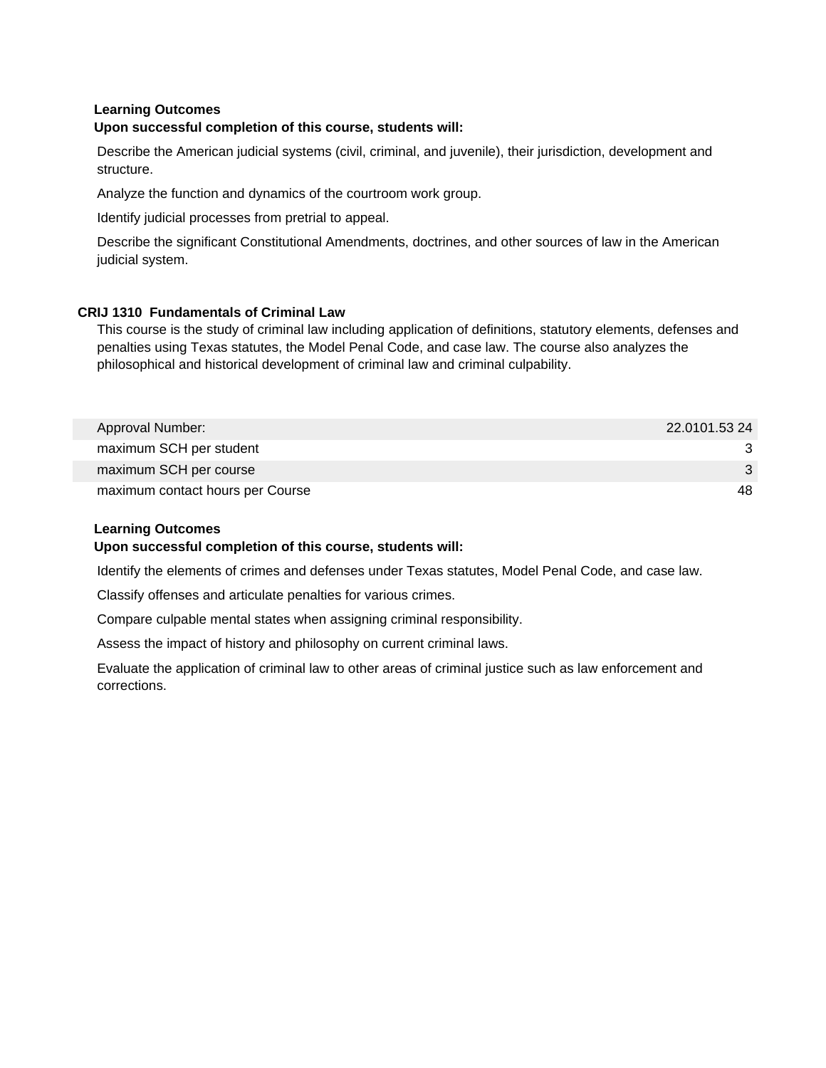**Learning Outcomes**
**Upon successful completion of this course, students will:**

Describe the American judicial systems (civil, criminal, and juvenile), their jurisdiction, development and structure.

Analyze the function and dynamics of the courtroom work group.

Identify judicial processes from pretrial to appeal.

Describe the significant Constitutional Amendments, doctrines, and other sources of law in the American judicial system.

## CRIJ 1310 Fundamentals of Criminal Law

This course is the study of criminal law including application of definitions, statutory elements, defenses and penalties using Texas statutes, the Model Penal Code, and case law. The course also analyzes the philosophical and historical development of criminal law and criminal culpability.

| | |
|---|---|
| Approval Number: | 22.0101.53 24 |
| maximum SCH per student | 3 |
| maximum SCH per course | 3 |
| maximum contact hours per Course | 48 |

**Learning Outcomes**
**Upon successful completion of this course, students will:**

Identify the elements of crimes and defenses under Texas statutes, Model Penal Code, and case law.

Classify offenses and articulate penalties for various crimes.

Compare culpable mental states when assigning criminal responsibility.

Assess the impact of history and philosophy on current criminal laws.

Evaluate the application of criminal law to other areas of criminal justice such as law enforcement and corrections.